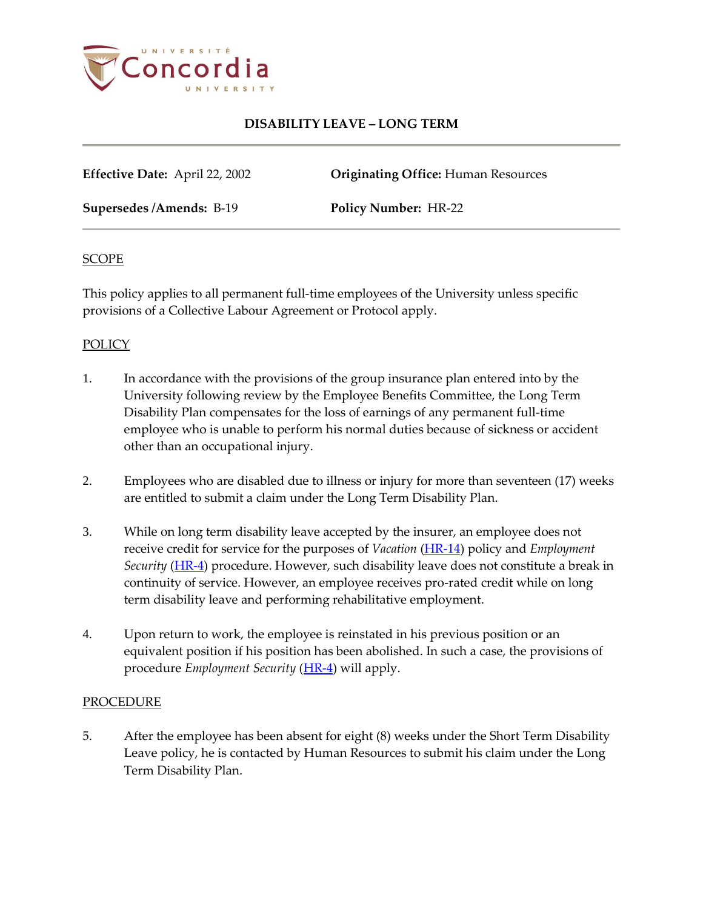# DISABILITY LEAVE – LONG TERM

**Effective Date:** April 22, 2002 **Originating Office:** Human Resources

**Supersedes /Amends:** B-19 **Policy Number:** HR-22

## SCOPE

This policy applies to all permanent full-time employees of the University unless specific provisions of a Collective Labour Agreement or Protocol apply.

## POLICY

1. In accordance with the provisions of the group insurance plan entered into by the University following review by the Employee Benefits Committee, the Long Term Disability Plan compensates for the loss of earnings of any permanent full-time employee who is unable to perform his normal duties because of sickness or accident other than an occupational injury.

2. Employees who are disabled due to illness or injury for more than seventeen (17) weeks are entitled to submit a claim under the Long Term Disability Plan.

3. While on long term disability leave accepted by the insurer, an employee does not receive credit for service for the purposes of *Vacation* (HR-14) policy and *Employment Security* (HR-4) procedure. However, such disability leave does not constitute a break in continuity of service. However, an employee receives pro-rated credit while on long term disability leave and performing rehabilitative employment.

4. Upon return to work, the employee is reinstated in his previous position or an equivalent position if his position has been abolished. In such a case, the provisions of procedure *Employment Security* (HR-4) will apply.

## PROCEDURE

5. After the employee has been absent for eight (8) weeks under the Short Term Disability Leave policy, he is contacted by Human Resources to submit his claim under the Long Term Disability Plan.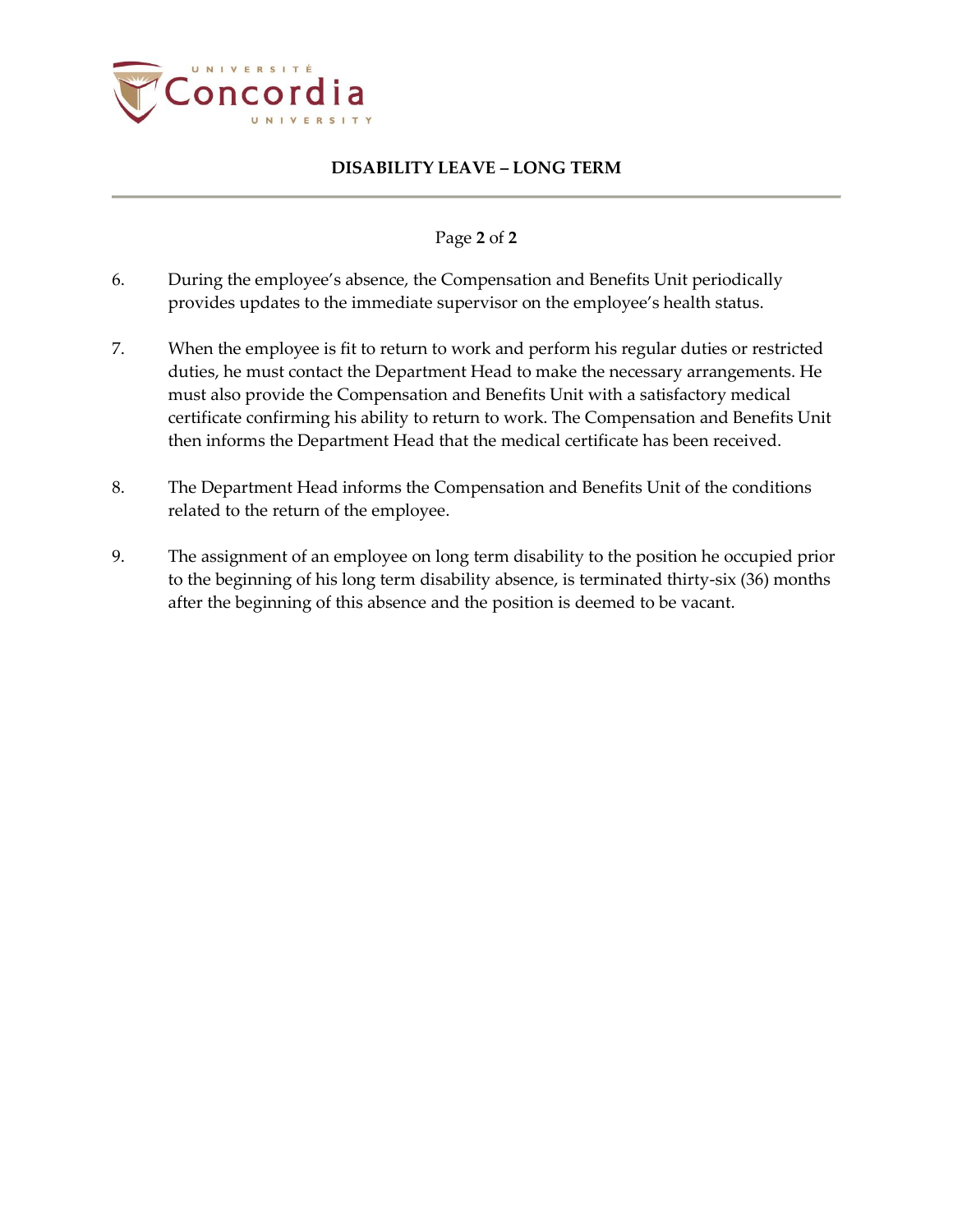6. During the employee's absence, the Compensation and Benefits Unit periodically provides updates to the immediate supervisor on the employee's health status.

7. When the employee is fit to return to work and perform his regular duties or restricted duties, he must contact the Department Head to make the necessary arrangements. He must also provide the Compensation and Benefits Unit with a satisfactory medical certificate confirming his ability to return to work. The Compensation and Benefits Unit then informs the Department Head that the medical certificate has been received.

8. The Department Head informs the Compensation and Benefits Unit of the conditions related to the return of the employee.

9. The assignment of an employee on long term disability to the position he occupied prior to the beginning of his long term disability absence, is terminated thirty-six (36) months after the beginning of this absence and the position is deemed to be vacant.